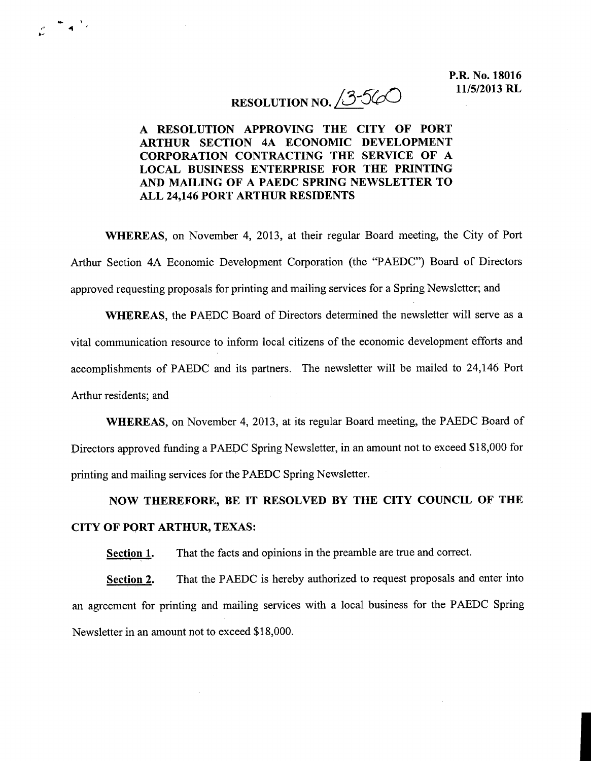P.R. No. 18016
11/5/2013 RL

# RESOLUTION NO. 13-560

## A RESOLUTION APPROVING THE CITY OF PORT ARTHUR SECTION 4A ECONOMIC DEVELOPMENT CORPORATION CONTRACTING THE SERVICE OF A LOCAL BUSINESS ENTERPRISE FOR THE PRINTING AND MAILING OF A PAEDC SPRING NEWSLETTER TO ALL 24,146 PORT ARTHUR RESIDENTS

**WHEREAS**, on November 4, 2013, at their regular Board meeting, the City of Port Arthur Section 4A Economic Development Corporation (the "PAEDC") Board of Directors approved requesting proposals for printing and mailing services for a Spring Newsletter; and

**WHEREAS**, the PAEDC Board of Directors determined the newsletter will serve as a vital communication resource to inform local citizens of the economic development efforts and accomplishments of PAEDC and its partners. The newsletter will be mailed to 24,146 Port Arthur residents; and

**WHEREAS**, on November 4, 2013, at its regular Board meeting, the PAEDC Board of Directors approved funding a PAEDC Spring Newsletter, in an amount not to exceed $18,000 for printing and mailing services for the PAEDC Spring Newsletter.

**NOW THEREFORE, BE IT RESOLVED BY THE CITY COUNCIL OF THE CITY OF PORT ARTHUR, TEXAS:**

**Section 1.** That the facts and opinions in the preamble are true and correct.

**Section 2.** That the PAEDC is hereby authorized to request proposals and enter into an agreement for printing and mailing services with a local business for the PAEDC Spring Newsletter in an amount not to exceed $18,000.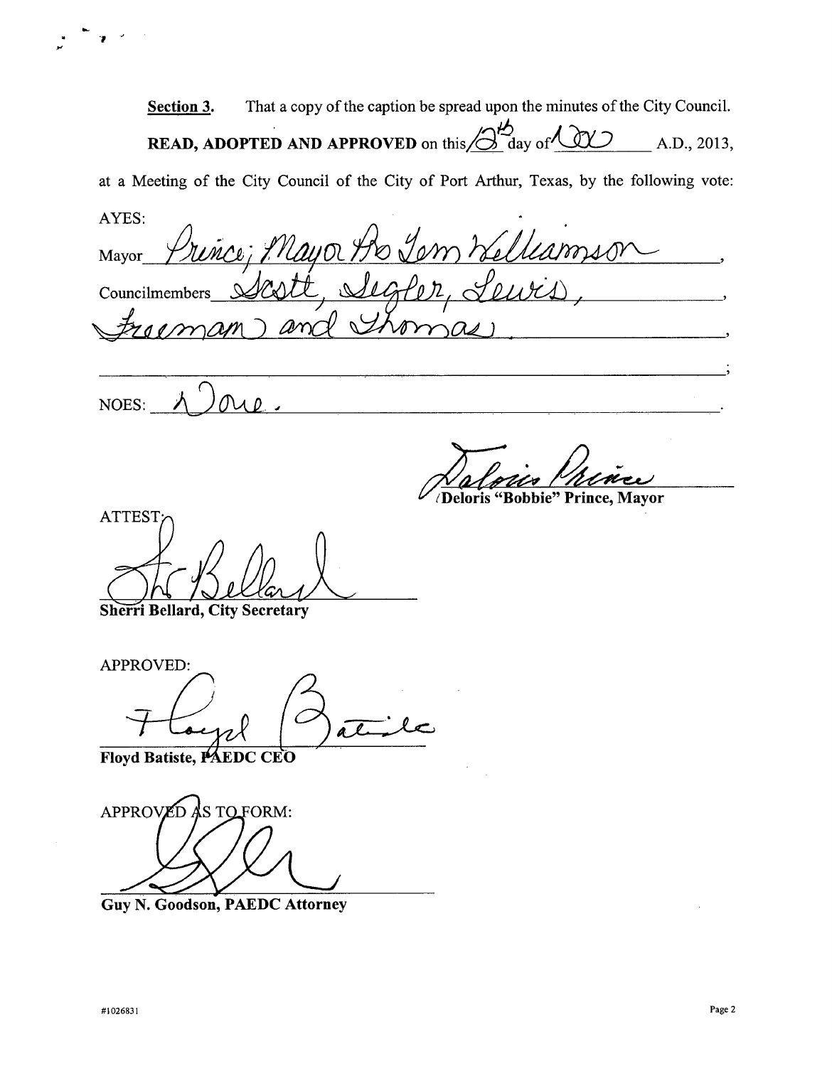**Section 3.** That a copy of the caption be spread upon the minutes of the City Council.

**READ, ADOPTED AND APPROVED** on this 12th day of Nov A.D., 2013, at a Meeting of the City Council of the City of Port Arthur, Texas, by the following vote:

AYES:

Mayor Prince; Mayor Pro Tem Williamson,

Councilmembers Scott, Segler, Lewis, Freeman and Thomas.

NOES: None.

**Deloris "Bobbie" Prince, Mayor**

ATTEST:

**Sherri Bellard, City Secretary**

APPROVED:

**Floyd Batiste, PAEDC CEO**

APPROVED AS TO FORM:

**Guy N. Goodson, PAEDC Attorney**

#1026831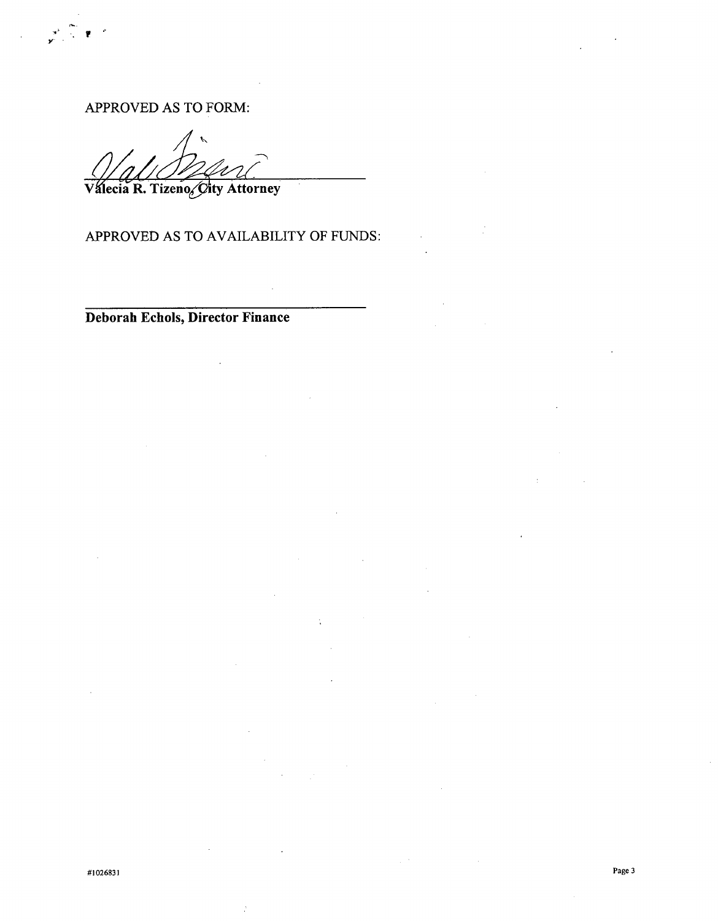APPROVED AS TO FORM:

**Valecia R. Tizeno, City Attorney**

APPROVED AS TO AVAILABILITY OF FUNDS:

**Deborah Echols, Director Finance**

#1026831